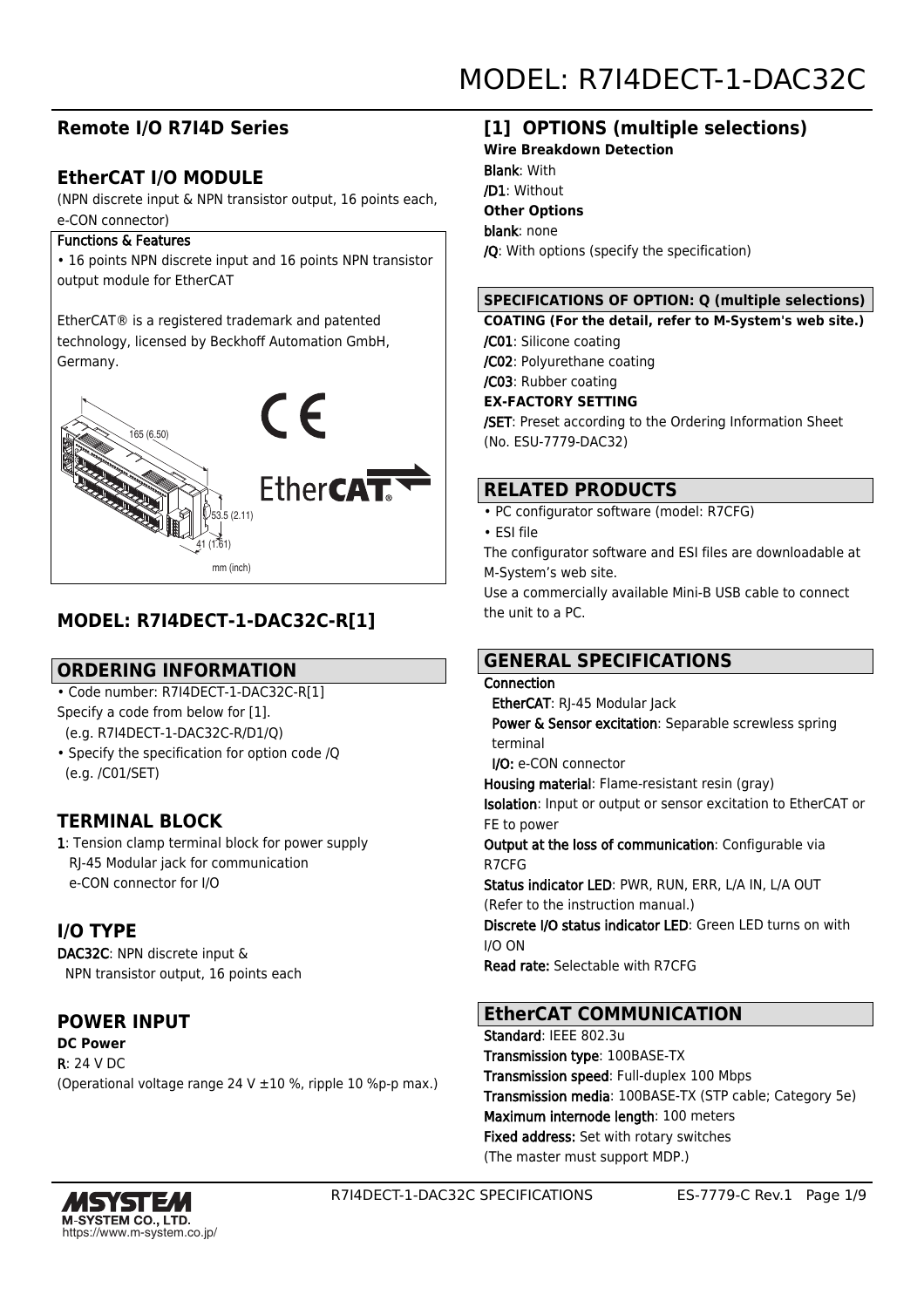# MODEL: R7I4DECT-1-DAC32C

## Remote I/O R7I4D Series

## EtherCAT I/O MODULE

(NPN discrete input & NPN transistor output, 16 points each, e-CON connector)

**Functions & Features**

• 16 points NPN discrete input and 16 points NPN transistor output module for EtherCAT

EtherCAT® is a registered trademark and patented technology, licensed by Beckhoff Automation GmbH, Germany.

165 (6.50)

53.5 (2.11)

41 (1.61)

mm (inch)

## MODEL: R7I4DECT-1-DAC32C-R[1]

## ORDERING INFORMATION

• Code number: R7I4DECT-1-DAC32C-R[1]
Specify a code from below for [1].
(e.g. R7I4DECT-1-DAC32C-R/D1/Q)
• Specify the specification for option code /Q
(e.g. /C01/SET)

## TERMINAL BLOCK

**1**: Tension clamp terminal block for power supply
RJ-45 Modular jack for communication
e-CON connector for I/O

## I/O TYPE

**DAC32C**: NPN discrete input &
NPN transistor output, 16 points each

## POWER INPUT

**DC Power**

**R**: 24 V DC
(Operational voltage range 24 V ±10 %, ripple 10 %p-p max.)

## [1] OPTIONS (multiple selections)

**Wire Breakdown Detection**

**Blank**: With
**/D1**: Without

**Other Options**

**blank**: none
**/Q**: With options (specify the specification)

### SPECIFICATIONS OF OPTION: Q (multiple selections)

**COATING (For the detail, refer to M-System's web site.)**

**/C01**: Silicone coating
**/C02**: Polyurethane coating
**/C03**: Rubber coating

**EX-FACTORY SETTING**

**/SET**: Preset according to the Ordering Information Sheet (No. ESU-7779-DAC32)

## RELATED PRODUCTS

• PC configurator software (model: R7CFG)
• ESI file

The configurator software and ESI files are downloadable at M-System's web site.
Use a commercially available Mini-B USB cable to connect the unit to a PC.

## GENERAL SPECIFICATIONS

**Connection**
**EtherCAT**: RJ-45 Modular Jack
**Power & Sensor excitation**: Separable screwless spring terminal
**I/O:** e-CON connector

**Housing material**: Flame-resistant resin (gray)
**Isolation**: Input or output or sensor excitation to EtherCAT or FE to power
**Output at the loss of communication**: Configurable via R7CFG
**Status indicator LED**: PWR, RUN, ERR, L/A IN, L/A OUT (Refer to the instruction manual.)
**Discrete I/O status indicator LED**: Green LED turns on with I/O ON
**Read rate:** Selectable with R7CFG

## EtherCAT COMMUNICATION

**Standard**: IEEE 802.3u
**Transmission type**: 100BASE-TX
**Transmission speed**: Full-duplex 100 Mbps
**Transmission media**: 100BASE-TX (STP cable; Category 5e)
**Maximum internode length**: 100 meters
**Fixed address:** Set with rotary switches
(The master must support MDP.)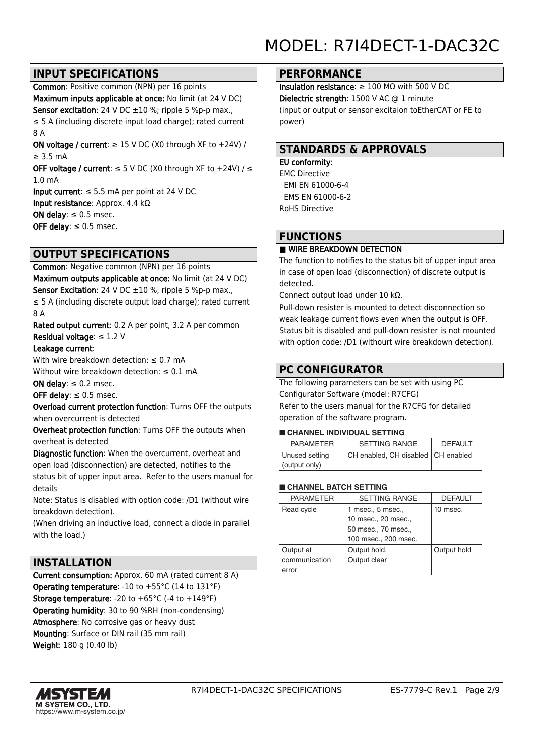# MODEL: R7I4DECT-1-DAC32C

## INPUT SPECIFICATIONS

**Common**: Positive common (NPN) per 16 points
**Maximum inputs applicable at once:** No limit (at 24 V DC)
**Sensor excitation**: 24 V DC ±10 %; ripple 5 %p-p max., ≤ 5 A (including discrete input load charge); rated current 8 A
**ON voltage / current**: ≥ 15 V DC (X0 through XF to +24V) / ≥ 3.5 mA
**OFF voltage / current**: ≤ 5 V DC (X0 through XF to +24V) / ≤ 1.0 mA
**Input current**: ≤ 5.5 mA per point at 24 V DC
**Input resistance**: Approx. 4.4 kΩ
**ON delay**: ≤ 0.5 msec.
**OFF delay**: ≤ 0.5 msec.

## OUTPUT SPECIFICATIONS

**Common**: Negative common (NPN) per 16 points
**Maximum outputs applicable at once:** No limit (at 24 V DC)
**Sensor Excitation**: 24 V DC ±10 %, ripple 5 %p-p max., ≤ 5 A (including discrete output load charge); rated current 8 A
**Rated output current**: 0.2 A per point, 3.2 A per common
**Residual voltage**: ≤ 1.2 V
**Leakage current**:
With wire breakdown detection: ≤ 0.7 mA
Without wire breakdown detection: ≤ 0.1 mA
**ON delay**: ≤ 0.2 msec.
**OFF delay**: ≤ 0.5 msec.
**Overload current protection function**: Turns OFF the outputs when overcurrent is detected
**Overheat protection function**: Turns OFF the outputs when overheat is detected
**Diagnostic function**: When the overcurrent, overheat and open load (disconnection) are detected, notifies to the status bit of upper input area. Refer to the users manual for details
Note: Status is disabled with option code: /D1 (without wire breakdown detection).
(When driving an inductive load, connect a diode in parallel with the load.)

## INSTALLATION

**Current consumption:** Approx. 60 mA (rated current 8 A)
**Operating temperature**: -10 to +55°C (14 to 131°F)
**Storage temperature**: -20 to +65°C (-4 to +149°F)
**Operating humidity**: 30 to 90 %RH (non-condensing)
**Atmosphere**: No corrosive gas or heavy dust
**Mounting**: Surface or DIN rail (35 mm rail)
**Weight**: 180 g (0.40 lb)

## PERFORMANCE

**Insulation resistance**: ≥ 100 MΩ with 500 V DC
**Dielectric strength**: 1500 V AC @ 1 minute
(input or output or sensor excitaion toEtherCAT or FE to power)

## STANDARDS & APPROVALS

**EU conformity**:
EMC Directive
EMI EN 61000-6-4
EMS EN 61000-6-2
RoHS Directive

## FUNCTIONS

■ WIRE BREAKDOWN DETECTION

The function to notifies to the status bit of upper input area in case of open load (disconnection) of discrete output is detected.
Connect output load under 10 kΩ.
Pull-down resister is mounted to detect disconnection so weak leakage current flows even when the output is OFF.
Status bit is disabled and pull-down resister is not mounted with option code: /D1 (withourt wire breakdown detection).

## PC CONFIGURATOR

The following parameters can be set with using PC Configurator Software (model: R7CFG)
Refer to the users manual for the R7CFG for detailed operation of the software program.

■ CHANNEL INDIVIDUAL SETTING

| PARAMETER | SETTING RANGE | DEFAULT |
|---|---|---|
| Unused setting (output only) | CH enabled, CH disabled | CH enabled |

■ CHANNEL BATCH SETTING

| PARAMETER | SETTING RANGE | DEFAULT |
|---|---|---|
| Read cycle | 1 msec., 5 msec., 10 msec., 20 msec., 50 msec., 70 msec., 100 msec., 200 msec. | 10 msec. |
| Output at communication error | Output hold, Output clear | Output hold |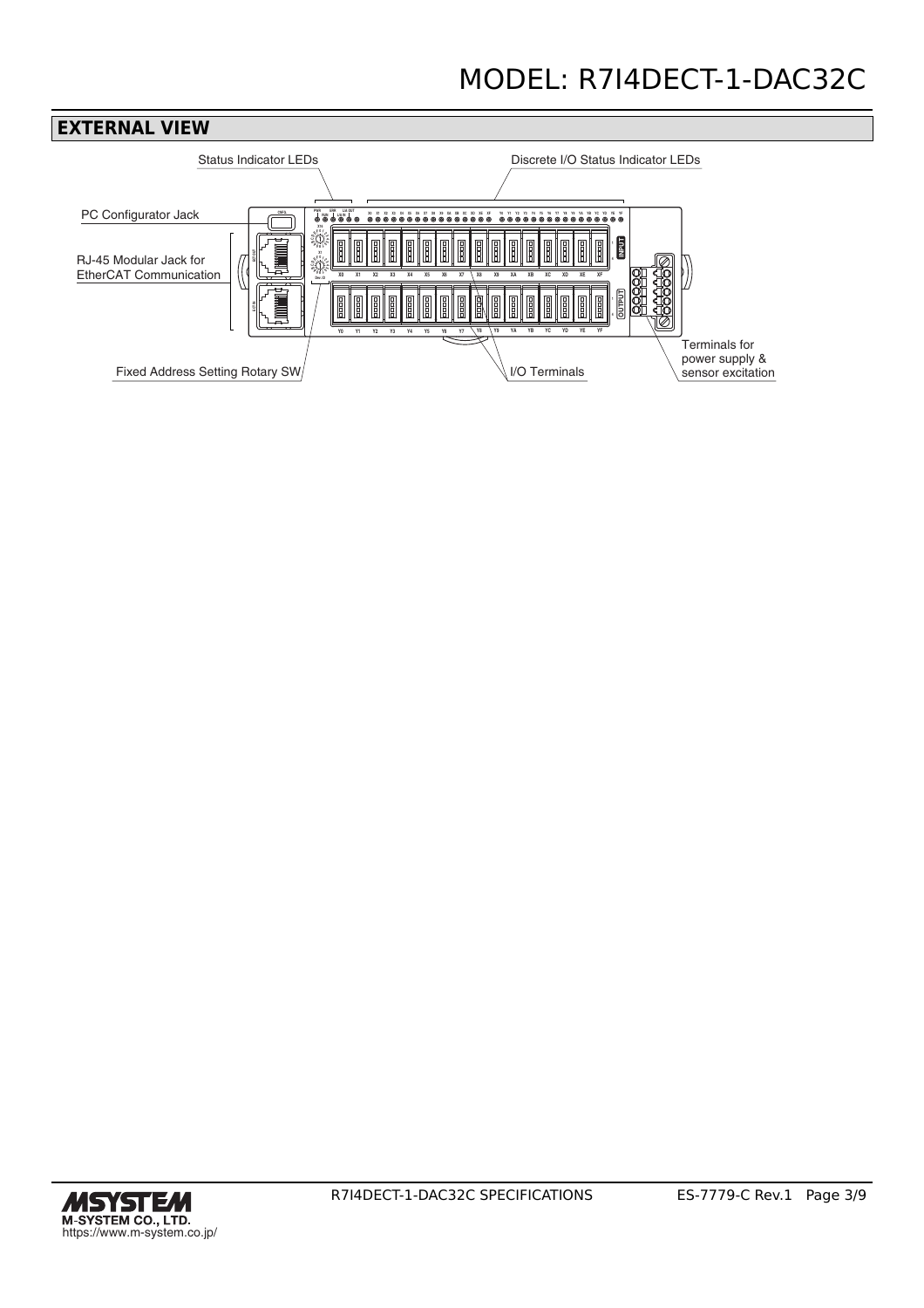# MODEL: R7I4DECT-1-DAC32C

## EXTERNAL VIEW

Status Indicator LEDs

Discrete I/O Status Indicator LEDs

PC Configurator Jack

RJ-45 Modular Jack for EtherCAT Communication

Fixed Address Setting Rotary SW

I/O Terminals

Terminals for power supply & sensor excitation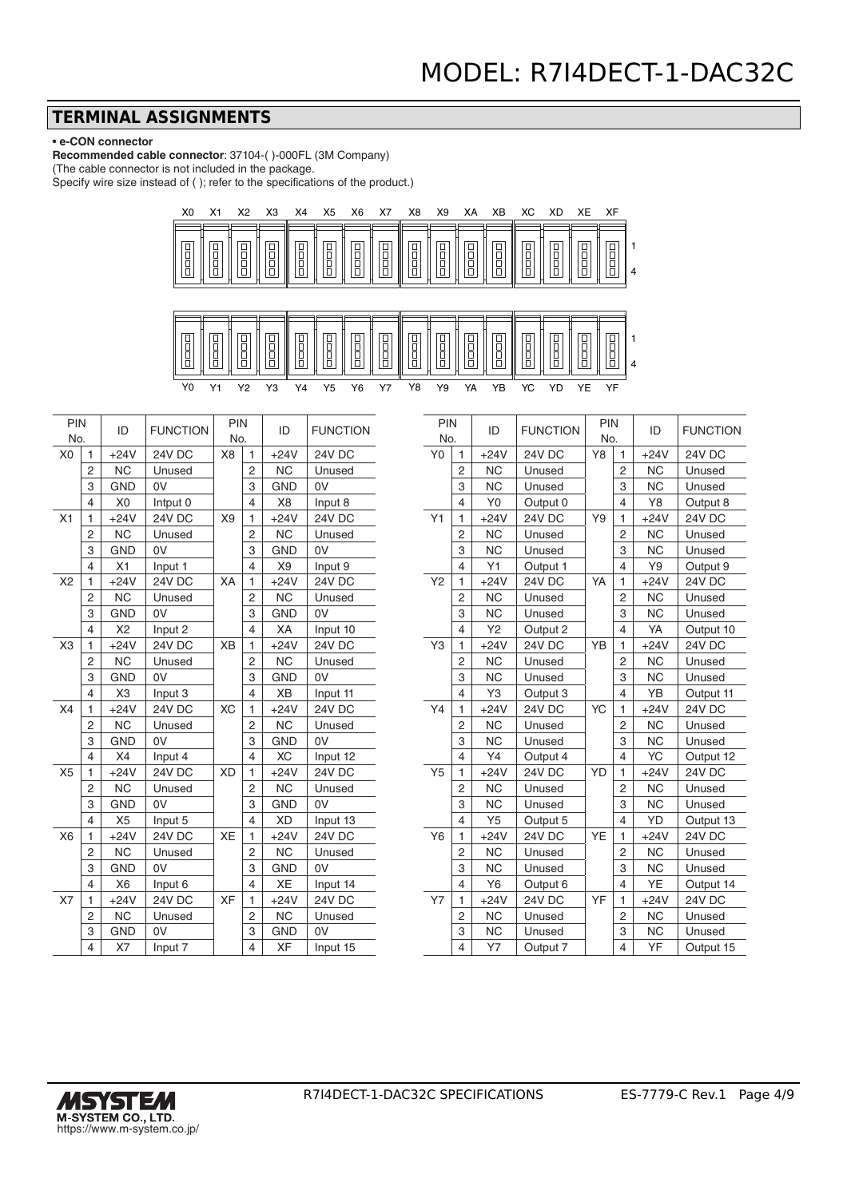## TERMINAL ASSIGNMENTS

**• e-CON connector**

**Recommended cable connector**: 37104-( )-000FL (3M Company)
(The cable connector is not included in the package.
Specify wire size instead of ( ); refer to the specifications of the product.)

X0 X1 X2 X3 X4 X5 X6 X7 X8 X9 XA XB XC XD XE XF

Y0 Y1 Y2 Y3 Y4 Y5 Y6 Y7 Y8 Y9 YA YB YC YD YE YF

| PIN No. | | ID | FUNCTION | PIN No. | | ID | FUNCTION |
|---|---|---|---|---|---|---|---|
| X0 | 1 | +24V | 24V DC | X8 | 1 | +24V | 24V DC |
| | 2 | NC | Unused | | 2 | NC | Unused |
| | 3 | GND | 0V | | 3 | GND | 0V |
| | 4 | X0 | Intput 0 | | 4 | X8 | Input 8 |
| X1 | 1 | +24V | 24V DC | X9 | 1 | +24V | 24V DC |
| | 2 | NC | Unused | | 2 | NC | Unused |
| | 3 | GND | 0V | | 3 | GND | 0V |
| | 4 | X1 | Input 1 | | 4 | X9 | Input 9 |
| X2 | 1 | +24V | 24V DC | XA | 1 | +24V | 24V DC |
| | 2 | NC | Unused | | 2 | NC | Unused |
| | 3 | GND | 0V | | 3 | GND | 0V |
| | 4 | X2 | Input 2 | | 4 | XA | Input 10 |
| X3 | 1 | +24V | 24V DC | XB | 1 | +24V | 24V DC |
| | 2 | NC | Unused | | 2 | NC | Unused |
| | 3 | GND | 0V | | 3 | GND | 0V |
| | 4 | X3 | Input 3 | | 4 | XB | Input 11 |
| X4 | 1 | +24V | 24V DC | XC | 1 | +24V | 24V DC |
| | 2 | NC | Unused | | 2 | NC | Unused |
| | 3 | GND | 0V | | 3 | GND | 0V |
| | 4 | X4 | Input 4 | | 4 | XC | Input 12 |
| X5 | 1 | +24V | 24V DC | XD | 1 | +24V | 24V DC |
| | 2 | NC | Unused | | 2 | NC | Unused |
| | 3 | GND | 0V | | 3 | GND | 0V |
| | 4 | X5 | Input 5 | | 4 | XD | Input 13 |
| X6 | 1 | +24V | 24V DC | XE | 1 | +24V | 24V DC |
| | 2 | NC | Unused | | 2 | NC | Unused |
| | 3 | GND | 0V | | 3 | GND | 0V |
| | 4 | X6 | Input 6 | | 4 | XE | Input 14 |
| X7 | 1 | +24V | 24V DC | XF | 1 | +24V | 24V DC |
| | 2 | NC | Unused | | 2 | NC | Unused |
| | 3 | GND | 0V | | 3 | GND | 0V |
| | 4 | X7 | Input 7 | | 4 | XF | Input 15 |

| PIN No. | | ID | FUNCTION | PIN No. | | ID | FUNCTION |
|---|---|---|---|---|---|---|---|
| Y0 | 1 | +24V | 24V DC | Y8 | 1 | +24V | 24V DC |
| | 2 | NC | Unused | | 2 | NC | Unused |
| | 3 | NC | Unused | | 3 | NC | Unused |
| | 4 | Y0 | Output 0 | | 4 | Y8 | Output 8 |
| Y1 | 1 | +24V | 24V DC | Y9 | 1 | +24V | 24V DC |
| | 2 | NC | Unused | | 2 | NC | Unused |
| | 3 | NC | Unused | | 3 | NC | Unused |
| | 4 | Y1 | Output 1 | | 4 | Y9 | Output 9 |
| Y2 | 1 | +24V | 24V DC | YA | 1 | +24V | 24V DC |
| | 2 | NC | Unused | | 2 | NC | Unused |
| | 3 | NC | Unused | | 3 | NC | Unused |
| | 4 | Y2 | Output 2 | | 4 | YA | Output 10 |
| Y3 | 1 | +24V | 24V DC | YB | 1 | +24V | 24V DC |
| | 2 | NC | Unused | | 2 | NC | Unused |
| | 3 | NC | Unused | | 3 | NC | Unused |
| | 4 | Y3 | Output 3 | | 4 | YB | Output 11 |
| Y4 | 1 | +24V | 24V DC | YC | 1 | +24V | 24V DC |
| | 2 | NC | Unused | | 2 | NC | Unused |
| | 3 | NC | Unused | | 3 | NC | Unused |
| | 4 | Y4 | Output 4 | | 4 | YC | Output 12 |
| Y5 | 1 | +24V | 24V DC | YD | 1 | +24V | 24V DC |
| | 2 | NC | Unused | | 2 | NC | Unused |
| | 3 | NC | Unused | | 3 | NC | Unused |
| | 4 | Y5 | Output 5 | | 4 | YD | Output 13 |
| Y6 | 1 | +24V | 24V DC | YE | 1 | +24V | 24V DC |
| | 2 | NC | Unused | | 2 | NC | Unused |
| | 3 | NC | Unused | | 3 | NC | Unused |
| | 4 | Y6 | Output 6 | | 4 | YE | Output 14 |
| Y7 | 1 | +24V | 24V DC | YF | 1 | +24V | 24V DC |
| | 2 | NC | Unused | | 2 | NC | Unused |
| | 3 | NC | Unused | | 3 | NC | Unused |
| | 4 | Y7 | Output 7 | | 4 | YF | Output 15 |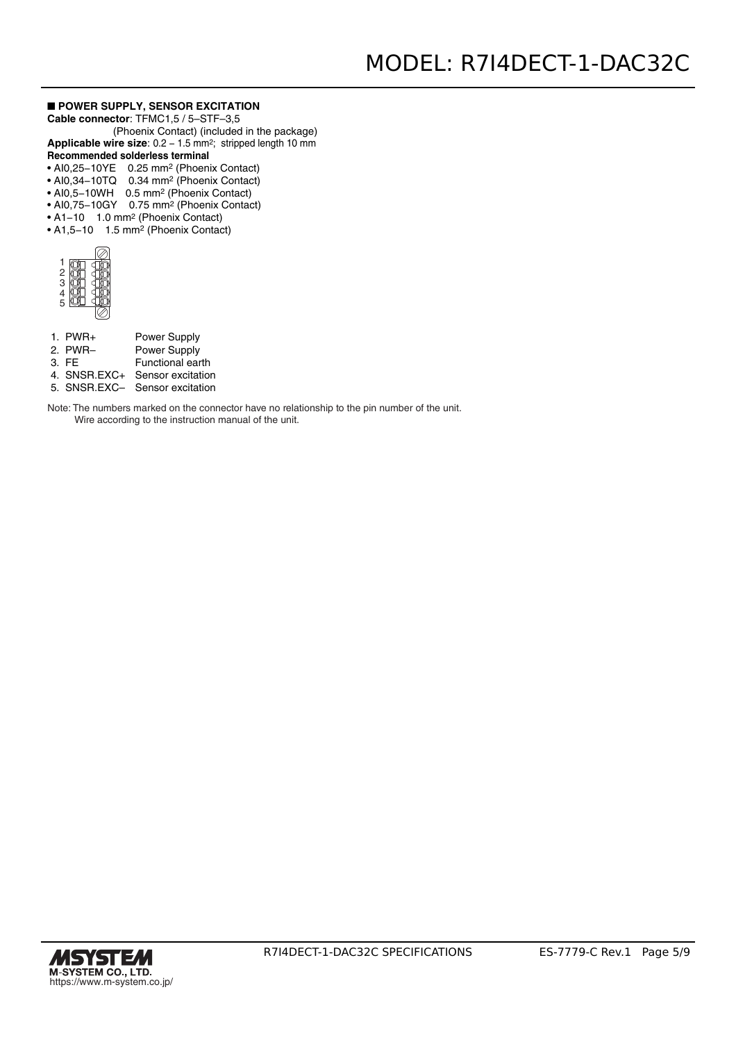## ■ POWER SUPPLY, SENSOR EXCITATION

**Cable connector**: TFMC1,5 / 5–STF–3,5
(Phoenix Contact) (included in the package)
**Applicable wire size**: 0.2 – 1.5 mm$^2$; stripped length 10 mm
**Recommended solderless terminal**

- AI0,25–10YE 0.25 mm$^2$ (Phoenix Contact)
- AI0,34–10TQ 0.34 mm$^2$ (Phoenix Contact)
- AI0,5–10WH 0.5 mm$^2$ (Phoenix Contact)
- AI0,75–10GY 0.75 mm$^2$ (Phoenix Contact)
- A1–10 1.0 mm$^2$ (Phoenix Contact)
- A1,5–10 1.5 mm$^2$ (Phoenix Contact)

1. PWR+ Power Supply
2. PWR– Power Supply
3. FE Functional earth
4. SNSR.EXC+ Sensor excitation
5. SNSR.EXC– Sensor excitation

Note: The numbers marked on the connector have no relationship to the pin number of the unit.
Wire according to the instruction manual of the unit.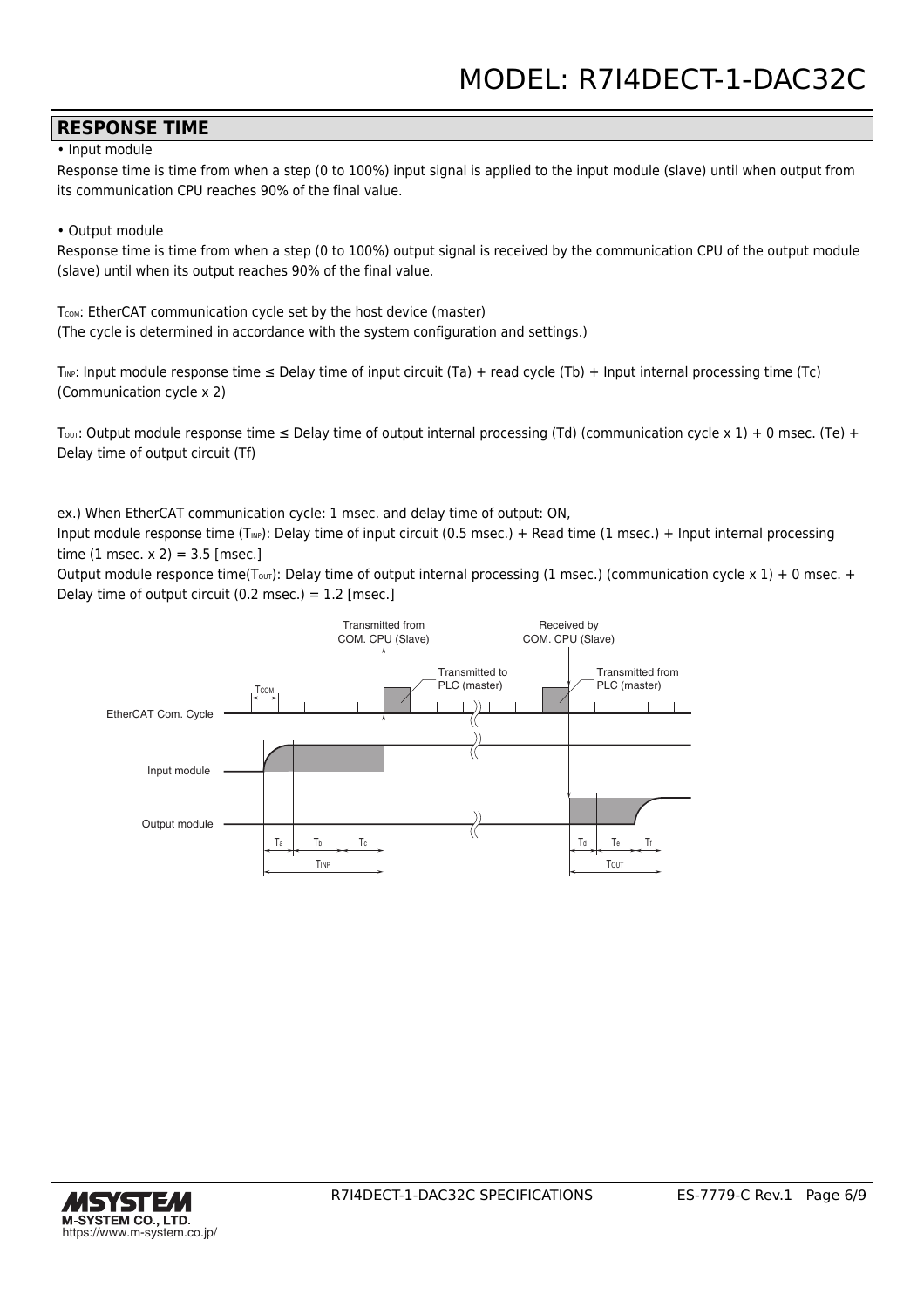## RESPONSE TIME

• Input module

Response time is time from when a step (0 to 100%) input signal is applied to the input module (slave) until when output from its communication CPU reaches 90% of the final value.

• Output module

Response time is time from when a step (0 to 100%) output signal is received by the communication CPU of the output module (slave) until when its output reaches 90% of the final value.

$T_{COM}$: EtherCAT communication cycle set by the host device (master)
(The cycle is determined in accordance with the system configuration and settings.)

$T_{INP}$: Input module response time ≤ Delay time of input circuit (Ta) + read cycle (Tb) + Input internal processing time (Tc) (Communication cycle x 2)

$T_{OUT}$: Output module response time ≤ Delay time of output internal processing (Td) (communication cycle x 1) + 0 msec. (Te) + Delay time of output circuit (Tf)

ex.) When EtherCAT communication cycle: 1 msec. and delay time of output: ON,
Input module response time ($T_{INP}$): Delay time of input circuit (0.5 msec.) + Read time (1 msec.) + Input internal processing time (1 msec. x 2) = 3.5 [msec.]
Output module responce time($T_{OUT}$): Delay time of output internal processing (1 msec.) (communication cycle x 1) + 0 msec. + Delay time of output circuit (0.2 msec.) = 1.2 [msec.]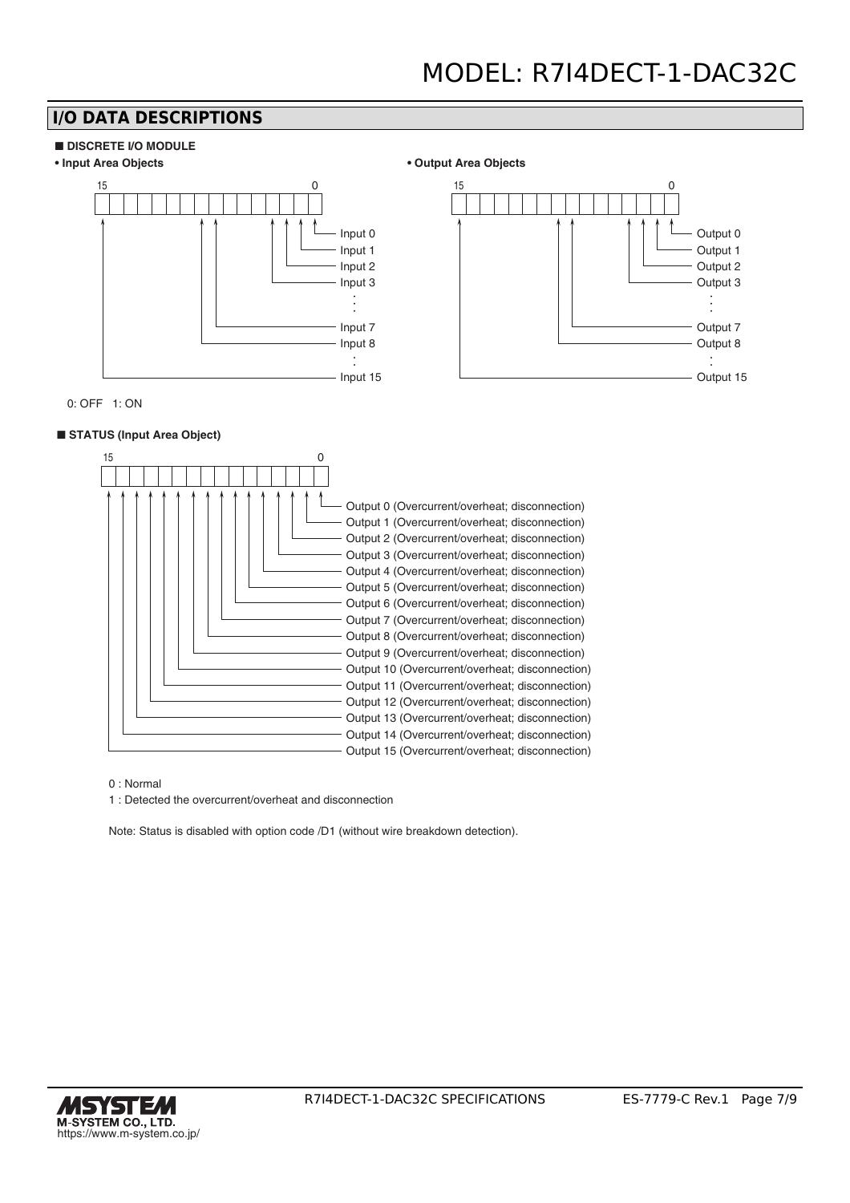## I/O DATA DESCRIPTIONS

### ■ DISCRETE I/O MODULE

**• Input Area Objects**

Bit 15 … 0

- Bit 0: Input 0
- Bit 1: Input 1
- Bit 2: Input 2
- Bit 3: Input 3
- ⋮
- Bit 7: Input 7
- Bit 8: Input 8
- ⋮
- Bit 15: Input 15

**• Output Area Objects**

Bit 15 … 0

- Bit 0: Output 0
- Bit 1: Output 1
- Bit 2: Output 2
- Bit 3: Output 3
- ⋮
- Bit 7: Output 7
- Bit 8: Output 8
- ⋮
- Bit 15: Output 15

0: OFF 1: ON

### ■ STATUS (Input Area Object)

Bit 15 … 0

- Bit 0: Output 0 (Overcurrent/overheat; disconnection)
- Bit 1: Output 1 (Overcurrent/overheat; disconnection)
- Bit 2: Output 2 (Overcurrent/overheat; disconnection)
- Bit 3: Output 3 (Overcurrent/overheat; disconnection)
- Bit 4: Output 4 (Overcurrent/overheat; disconnection)
- Bit 5: Output 5 (Overcurrent/overheat; disconnection)
- Bit 6: Output 6 (Overcurrent/overheat; disconnection)
- Bit 7: Output 7 (Overcurrent/overheat; disconnection)
- Bit 8: Output 8 (Overcurrent/overheat; disconnection)
- Bit 9: Output 9 (Overcurrent/overheat; disconnection)
- Bit 10: Output 10 (Overcurrent/overheat; disconnection)
- Bit 11: Output 11 (Overcurrent/overheat; disconnection)
- Bit 12: Output 12 (Overcurrent/overheat; disconnection)
- Bit 13: Output 13 (Overcurrent/overheat; disconnection)
- Bit 14: Output 14 (Overcurrent/overheat; disconnection)
- Bit 15: Output 15 (Overcurrent/overheat; disconnection)

0 : Normal

1 : Detected the overcurrent/overheat and disconnection

Note: Status is disabled with option code /D1 (without wire breakdown detection).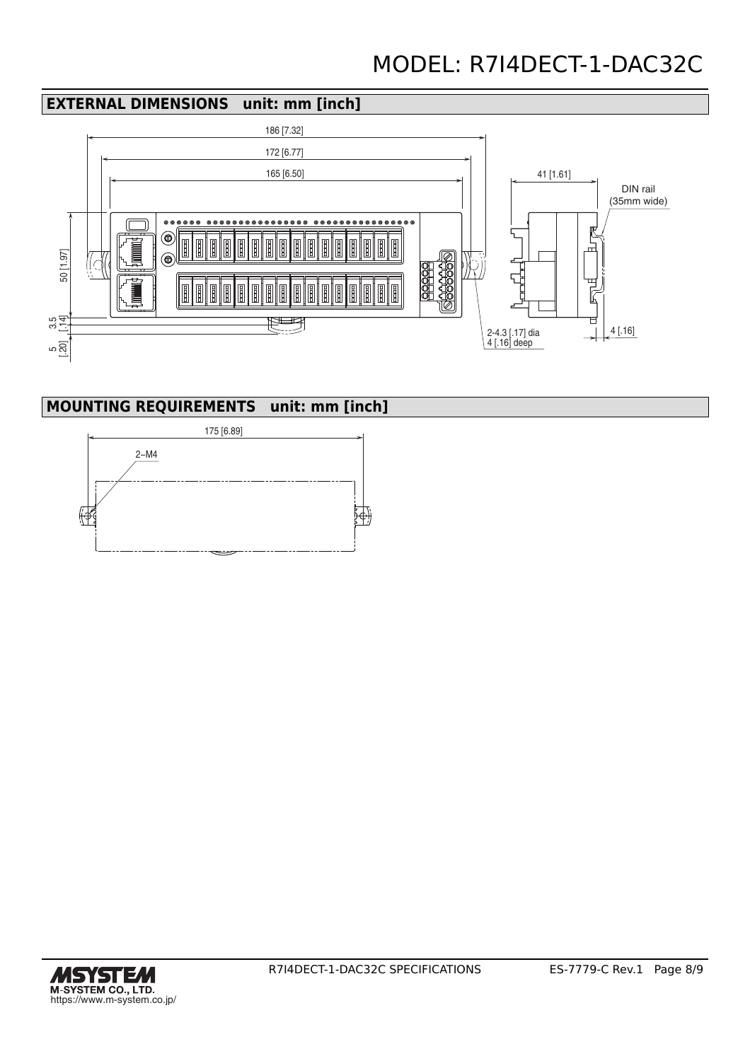# MODEL: R7I4DECT-1-DAC32C

## EXTERNAL DIMENSIONS unit: mm [inch]

186 [7.32]

172 [6.77]

165 [6.50]

41 [1.61]

DIN rail (35mm wide)

50 [1.97]

3.5 [.14]

5 [.20]

2-4.3 [.17] dia 4 [.16] deep

4 [.16]

## MOUNTING REQUIREMENTS unit: mm [inch]

175 [6.89]

2–M4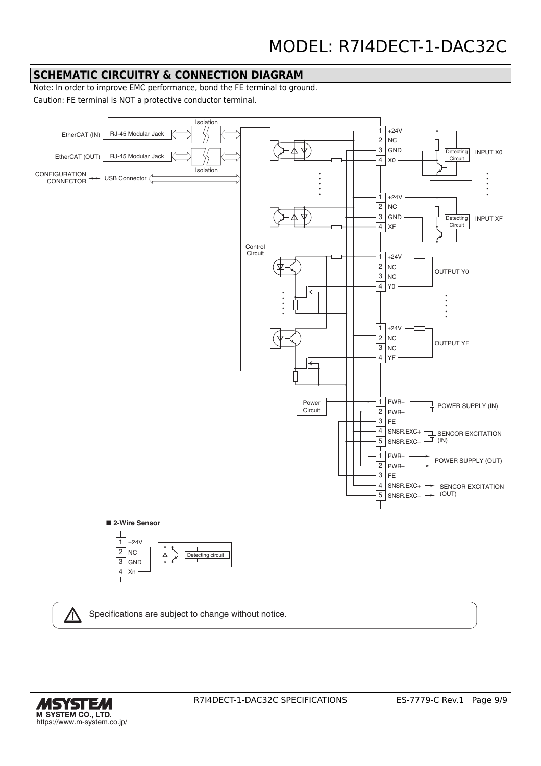## SCHEMATIC CIRCUITRY & CONNECTION DIAGRAM

Note: In order to improve EMC performance, bond the FE terminal to ground.

Caution: FE terminal is NOT a protective conductor terminal.

EtherCAT (IN)
RJ-45 Modular Jack
Isolation
EtherCAT (OUT)
RJ-45 Modular Jack
Isolation
CONFIGURATION CONNECTOR
USB Connector
Control Circuit
Power Circuit

1 +24V
2 NC
3 GND
4 X0
Detecting Circuit
INPUT X0

1 +24V
2 NC
3 GND
4 XF
Detecting Circuit
INPUT XF

1 +24V
2 NC
3 NC
4 Y0
OUTPUT Y0

1 +24V
2 NC
3 NC
4 YF
OUTPUT YF

1 PWR+
2 PWR–
3 FE
4 SNSR.EXC+
5 SNSR.EXC–
POWER SUPPLY (IN)
SENCOR EXCITATION (IN)

1 PWR+
2 PWR–
3 FE
4 SNSR.EXC+
5 SNSR.EXC–
POWER SUPPLY (OUT)
SENCOR EXCITATION (OUT)

■ **2-Wire Sensor**

1 +24V
2 NC
3 GND
4 Xn
Detecting circuit

Specifications are subject to change without notice.